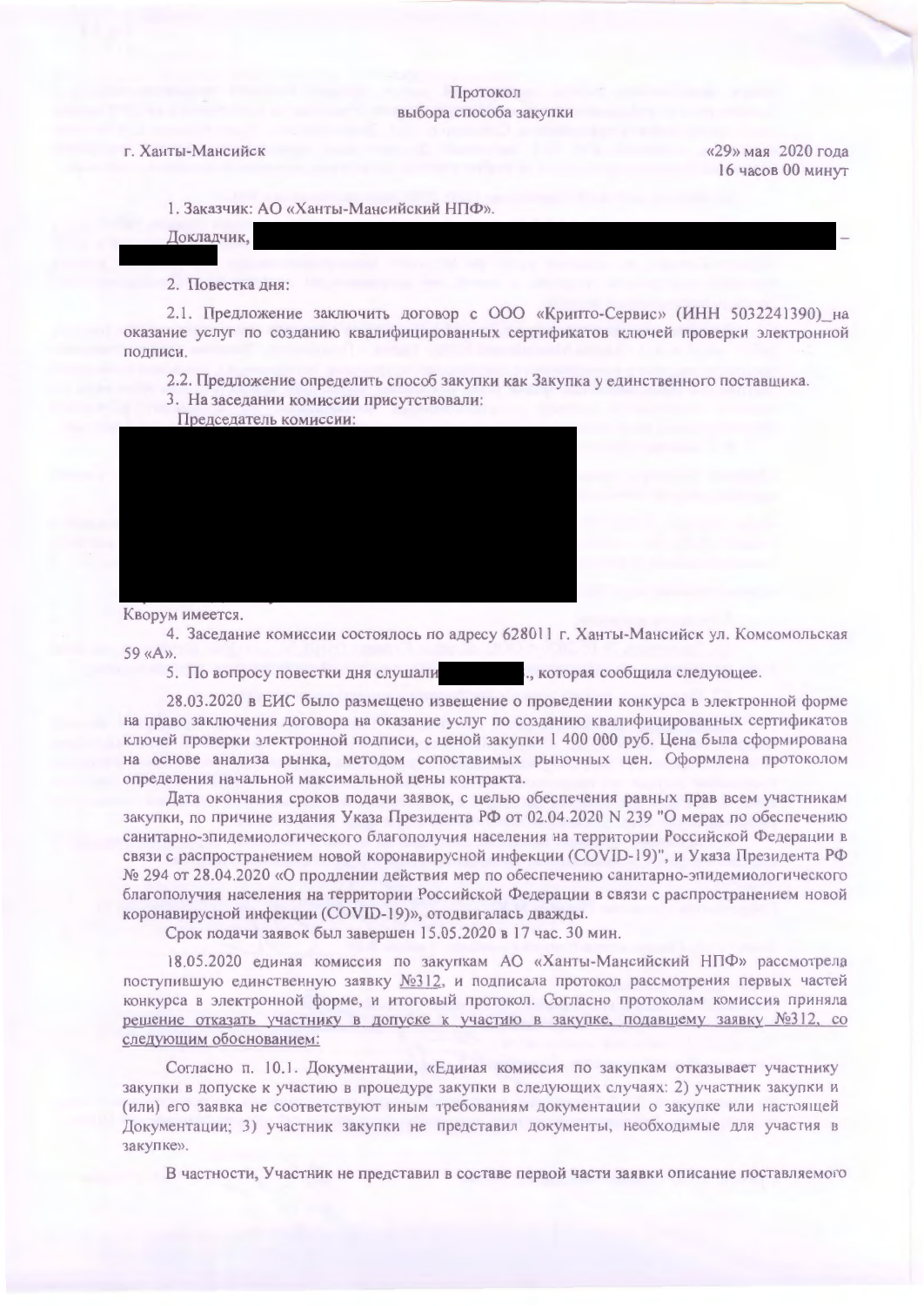Протокол

выбора способа закупки

г. Ханты-Мансийск «29» мая 2020 года

16 часов 00 минут

1. Заказчик: АО «Ханты-Мансийский НПФ».

Докладчик, –

2. Повестка дня:

2.1. Предложение заключить договор с ООО «Крипто-Сервис» (ИНН 5032241390)_на оказание услуг по созданию квалифицированных сертификатов ключей проверки электронной подписи.

2.2. Предложение определить способ закупки как Закупка у единственного поставщика.

3. На заседании комиссии присутствовали:

Председатель комиссии:

Кворум имеется.

4. Заседание комиссии состоялось по адресу 628011 г. Ханты-Мансийск ул. Комсомольская 59 «А».

5. По вопросу повестки дня слушали ., которая сообщила следующее.

28.03.2020 в ЕИС было размещено извещение о проведении конкурса в электронной форме на право заключения договора на оказание услуг по созданию квалифицированных сертификатов ключей проверки электронной подписи, с ценой закупки 1 400 000 руб. Цена была сформирована на основе анализа рынка, методом сопоставимых рыночных цен. Оформлена протоколом определения начальной максимальной цены контракта.

Дата окончания сроков подачи заявок, с целью обеспечения равных прав всем участникам закупки, по причине издания Указа Президента РФ от 02.04.2020 N 239 "О мерах по обеспечению санитарно-эпидемиологического благополучия населения на территории Российской Федерации в связи с распространением новой коронавирусной инфекции (COVID-19)", и Указа Президента РФ № 294 от 28.04.2020 «О продлении действия мер по обеспечению санитарно-эпидемиологического благополучия населения на территории Российской Федерации в связи с распространением новой коронавирусной инфекции (COVID-19)», отодвигалась дважды.

Срок подачи заявок был завершен 15.05.2020 в 17 час. 30 мин.

18.05.2020 единая комиссия по закупкам АО «Ханты-Мансийский НПФ» рассмотрела поступившую единственную заявку №312, и подписала протокол рассмотрения первых частей конкурса в электронной форме, и итоговый протокол. Согласно протоколам комиссия приняла решение отказать участнику в допуске к участию в закупке, подавшему заявку №312, со следующим обоснованием:

Согласно п. 10.1. Документации, «Единая комиссия по закупкам отказывает участнику закупки в допуске к участию в процедуре закупки в следующих случаях: 2) участник закупки и (или) его заявка не соответствуют иным требованиям документации о закупке или настоящей Документации; 3) участник закупки не представил документы, необходимые для участия в закупке».

В частности, Участник не представил в составе первой части заявки описание поставляемого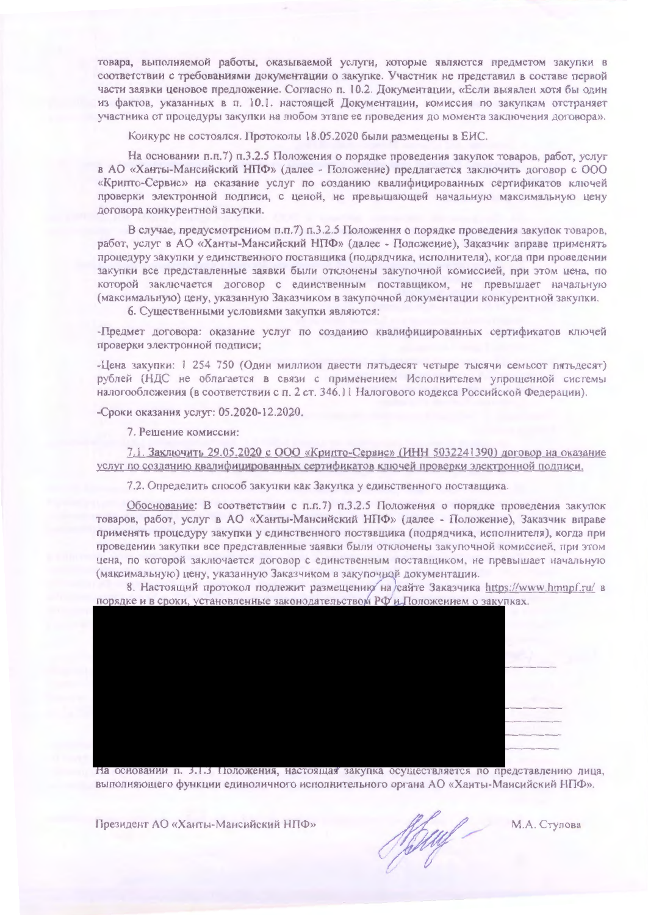товара, выполняемой работы, оказываемой услуги, которые являются предметом закупки в соответствии с требованиями документации о закупке. Участник не представил в составе первой части заявки ценовое предложение. Согласно п. 10.2. Документации, «Если выявлен хотя бы один из фактов, указанных в п. 10.1. настоящей Документации, комиссия по закупкам отстраняет участника от процедуры закупки на любом этапе ее проведения до момента заключения договора».

Конкурс не состоялся. Протоколы 18.05.2020 были размещены в ЕИС.

На основании п.п.7) п.3.2.5 Положения о порядке проведения закупок товаров, работ, услуг в АО «Ханты-Мансийский НПФ» (далее - Положение) предлагается заключить договор с ООО «Крипто-Сервис» на оказание услуг по созданию квалифицированных сертификатов ключей проверки электронной подписи, с ценой, не превышающей начальную максимальную цену договора конкурентной закупки.

В случае, предусмотренном п.п.7) п.3.2.5 Положения о порядке проведения закупок товаров, работ, услуг в АО «Ханты-Мансийский НПФ» (далее - Положение), Заказчик вправе применять процедуру закупки у единственного поставщика (подрядчика, исполнителя), когда при проведении закупки все представленные заявки были отклонены закупочной комиссией, при этом цена, по которой заключается договор с единственным поставщиком, не превышает начальную (максимальную) цену, указанную Заказчиком в закупочной документации конкурентной закупки.

6. Существенными условиями закупки являются:

-Предмет договора: оказание услуг по созданию квалифицированных сертификатов ключей проверки электронной подписи;

-Цена закупки: 1 254 750 (Один миллион двести пятьдесят четыре тысячи семьсот пятьдесят) рублей (НДС не облагается в связи с применением Исполнителем упрощенной системы налогообложения (в соответствии с п. 2 ст. 346.11 Налогового кодекса Российской Федерации).

-Сроки оказания услуг: 05.2020-12.2020.

7. Решение комиссии:

7.1. Заключить 29.05.2020 с ООО «Крипто-Сервис» (ИНН 5032241390) договор на оказание услуг по созданию квалифицированных сертификатов ключей проверки электронной подписи.

7.2. Определить способ закупки как Закупка у единственного поставщика.

Обоснование: В соответствии с п.п.7) п.3.2.5 Положения о порядке проведения закупок товаров, работ, услуг в АО «Ханты-Мансийский НПФ» (далее - Положение), Заказчик вправе применять процедуру закупки у единственного поставщика (подрядчика, исполнителя), когда при проведении закупки все представленные заявки были отклонены закупочной комиссией, при этом цена, по которой заключается договор с единственным поставщиком, не превышает начальную (максимальную) цену, указанную Заказчиком в закупочной документации.

8. Настоящий протокол подлежит размещению на сайте Заказчика https://www.hmnpf.ru/ в порядке и в сроки, установленные законодательством РФ и Положением о закупках.

На основании п. 3.1.3 Положения, настоящая закупка осуществляется по представлению лица, выполняющего функции единоличного исполнительного органа АО «Ханты-Мансийский НПФ».

Президент АО «Ханты-Мансийский НПФ» М.А. Стулова